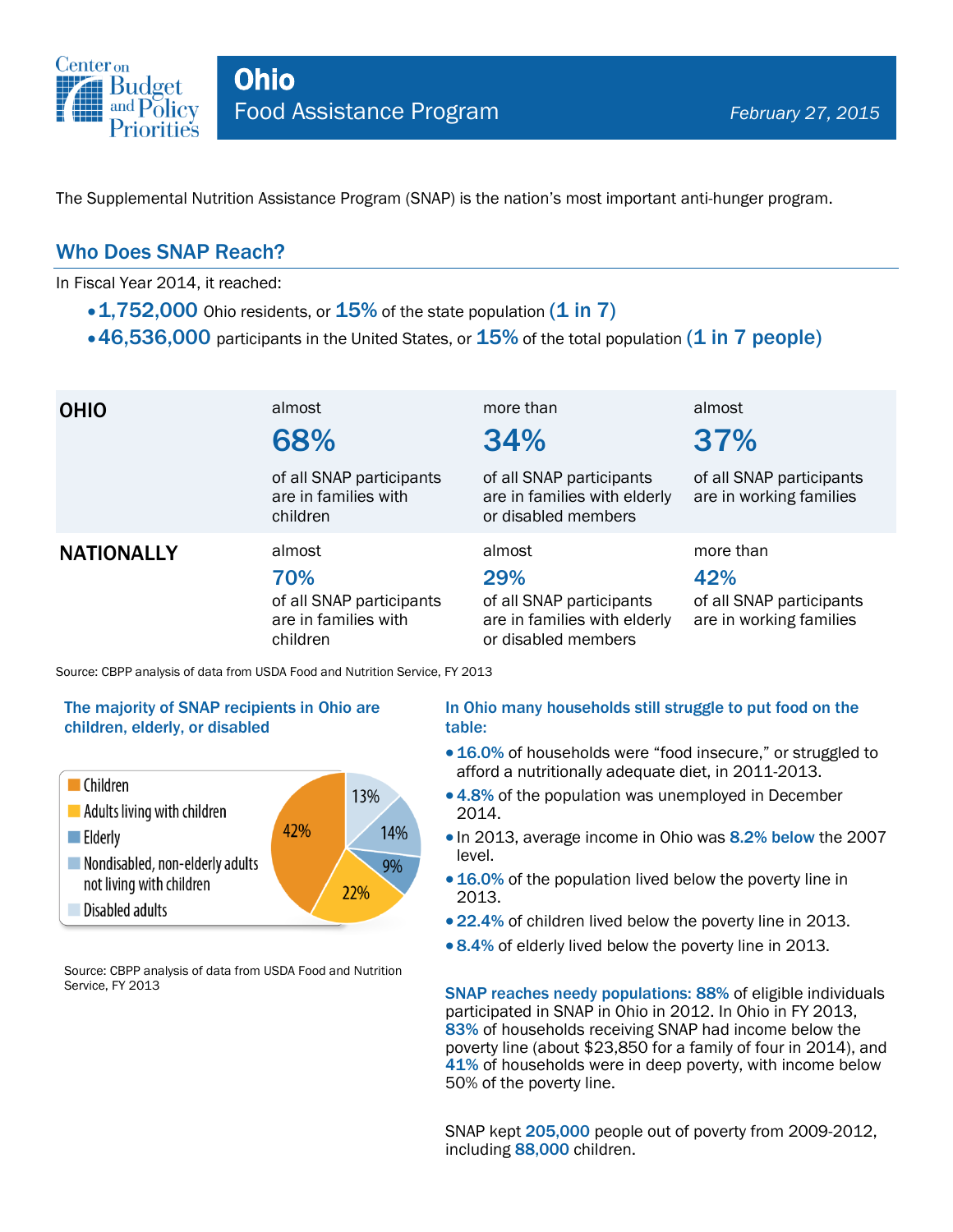# Ohio

## Food Assistance Program

*February 27, 2015*

The Supplemental Nutrition Assistance Program (SNAP) is the nation's most important anti-hunger program.

## Who Does SNAP Reach?

In Fiscal Year 2014, it reached:

- **1,752,000** Ohio residents, or **15%** of the state population **(1 in 7)**
- **46,536,000** participants in the United States, or **15%** of the total population **(1 in 7 people)**

| | | | |
|---|---|---|---|
| **OHIO** | almost **68%** of all SNAP participants are in families with children | more than **34%** of all SNAP participants are in families with elderly or disabled members | almost **37%** of all SNAP participants are in working families |
| **NATIONALLY** | almost **70%** of all SNAP participants are in families with children | almost **29%** of all SNAP participants are in families with elderly or disabled members | more than **42%** of all SNAP participants are in working families |

Source: CBPP analysis of data from USDA Food and Nutrition Service, FY 2013

### The majority of SNAP recipients in Ohio are children, elderly, or disabled

| Category | Share |
|---|---|
| Children | 42% |
| Adults living with children | 22% |
| Elderly | 9% |
| Nondisabled, non-elderly adults not living with children | 14% |
| Disabled adults | 13% |

Source: CBPP analysis of data from USDA Food and Nutrition Service, FY 2013

### In Ohio many households still struggle to put food on the table:

- **16.0%** of households were "food insecure," or struggled to afford a nutritionally adequate diet, in 2011-2013.
- **4.8%** of the population was unemployed in December 2014.
- In 2013, average income in Ohio was **8.2% below** the 2007 level.
- **16.0%** of the population lived below the poverty line in 2013.
- **22.4%** of children lived below the poverty line in 2013.
- **8.4%** of elderly lived below the poverty line in 2013.

**SNAP reaches needy populations: 88%** of eligible individuals participated in SNAP in Ohio in 2012. In Ohio in FY 2013, **83%** of households receiving SNAP had income below the poverty line (about $23,850 for a family of four in 2014), and **41%** of households were in deep poverty, with income below 50% of the poverty line.

SNAP kept **205,000** people out of poverty from 2009-2012, including **88,000** children.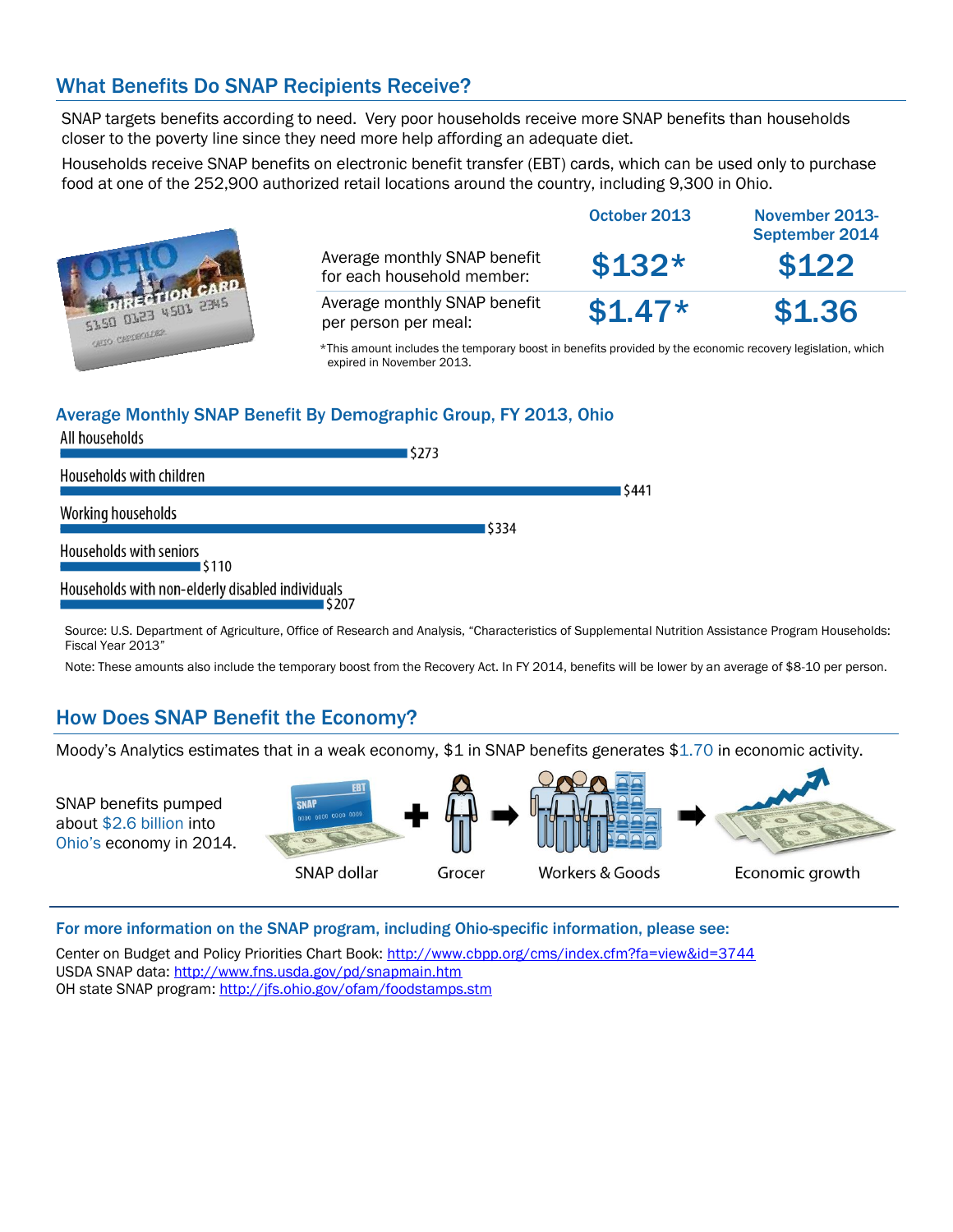## What Benefits Do SNAP Recipients Receive?

SNAP targets benefits according to need. Very poor households receive more SNAP benefits than households closer to the poverty line since they need more help affording an adequate diet.

Households receive SNAP benefits on electronic benefit transfer (EBT) cards, which can be used only to purchase food at one of the 252,900 authorized retail locations around the country, including 9,300 in Ohio.

| | October 2013 | November 2013-September 2014 |
|---|---|---|
| Average monthly SNAP benefit for each household member: | $132* | $122 |
| Average monthly SNAP benefit per person per meal: | $1.47* | $1.36 |

*This amount includes the temporary boost in benefits provided by the economic recovery legislation, which expired in November 2013.

### Average Monthly SNAP Benefit By Demographic Group, FY 2013, Ohio

All households
$273
Households with children
$441
Working households
$334
Households with seniors
$110
Households with non-elderly disabled individuals
$207

Source: U.S. Department of Agriculture, Office of Research and Analysis, "Characteristics of Supplemental Nutrition Assistance Program Households: Fiscal Year 2013"

Note: These amounts also include the temporary boost from the Recovery Act. In FY 2014, benefits will be lower by an average of $8-10 per person.

## How Does SNAP Benefit the Economy?

Moody's Analytics estimates that in a weak economy, $1 in SNAP benefits generates $1.70 in economic activity.

SNAP benefits pumped about $2.6 billion into Ohio's economy in 2014.

SNAP dollar + Grocer → Workers & Goods → Economic growth

### For more information on the SNAP program, including Ohio-specific information, please see:

Center on Budget and Policy Priorities Chart Book: http://www.cbpp.org/cms/index.cfm?fa=view&id=3744
USDA SNAP data: http://www.fns.usda.gov/pd/snapmain.htm
OH state SNAP program: http://jfs.ohio.gov/ofam/foodstamps.stm